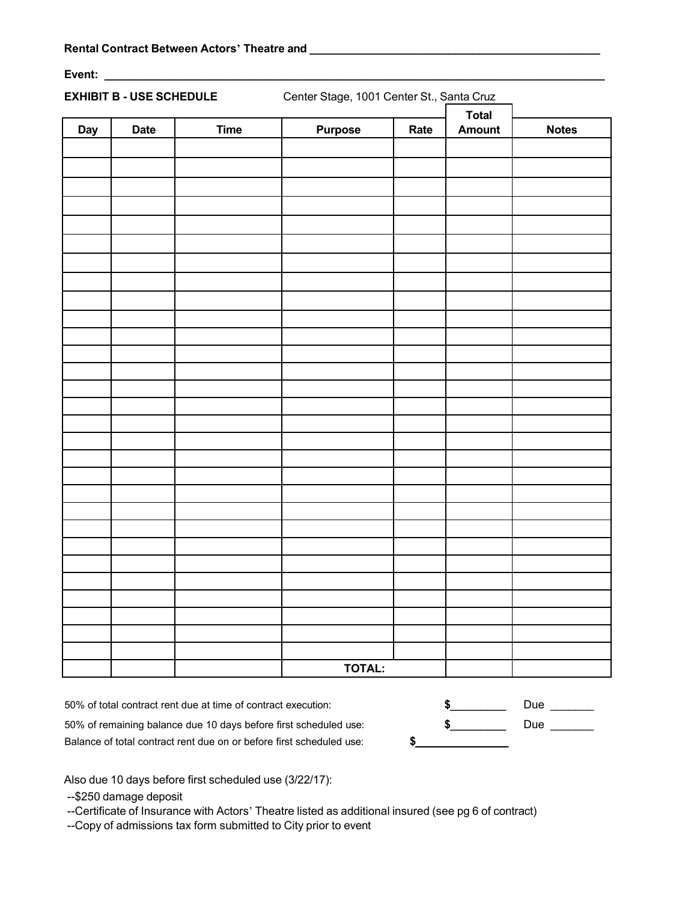**Rental Contract Between Actors' Theatre and \_\_\_\_\_\_\_\_\_\_\_\_\_\_\_\_\_\_\_\_\_\_\_\_\_\_\_\_\_\_\_\_\_\_\_\_\_\_\_\_\_\_\_\_\_\_**

**Event: \_\_\_\_\_\_\_\_\_\_\_\_\_\_\_\_\_\_\_\_\_\_\_\_\_\_\_\_\_\_\_\_\_\_\_\_\_\_\_\_\_\_\_\_\_\_\_\_\_\_\_\_\_\_\_\_\_\_\_\_\_\_\_\_\_\_\_\_\_\_\_\_\_\_**

**EXHIBIT B - USE SCHEDULE** Center Stage, 1001 Center St., Santa Cruz

| Day | Date | Time | Purpose | Rate | Total Amount | Notes |
|---|---|---|---|---|---|---|
| | | | | | | |
| | | | | | | |
| | | | | | | |
| | | | | | | |
| | | | | | | |
| | | | | | | |
| | | | | | | |
| | | | | | | |
| | | | | | | |
| | | | | | | |
| | | | | | | |
| | | | | | | |
| | | | | | | |
| | | | | | | |
| | | | | | | |
| | | | | | | |
| | | | | | | |
| | | | | | | |
| | | | | | | |
| | | | | | | |
| | | | | | | |
| | | | | | | |
| | | | | | | |
| | | | | | | |
| | | | | | | |
| | | | | | | |
| | | | | | | |
| | | | | | | |
| | | | | | | |
| | | | **TOTAL:** | | | |

50% of total contract rent due at time of contract execution: $\_\_\_\_\_\_\_\_\_ Due \_\_\_\_\_\_\_

50% of remaining balance due 10 days before first scheduled use: $\_\_\_\_\_\_\_\_\_ Due \_\_\_\_\_\_\_

Balance of total contract rent due on or before first scheduled use: $\_\_\_\_\_\_\_\_\_\_\_\_\_\_\_

Also due 10 days before first scheduled use (3/22/17):

--$250 damage deposit

--Certificate of Insurance with Actors' Theatre listed as additional insured (see pg 6 of contract)

--Copy of admissions tax form submitted to City prior to event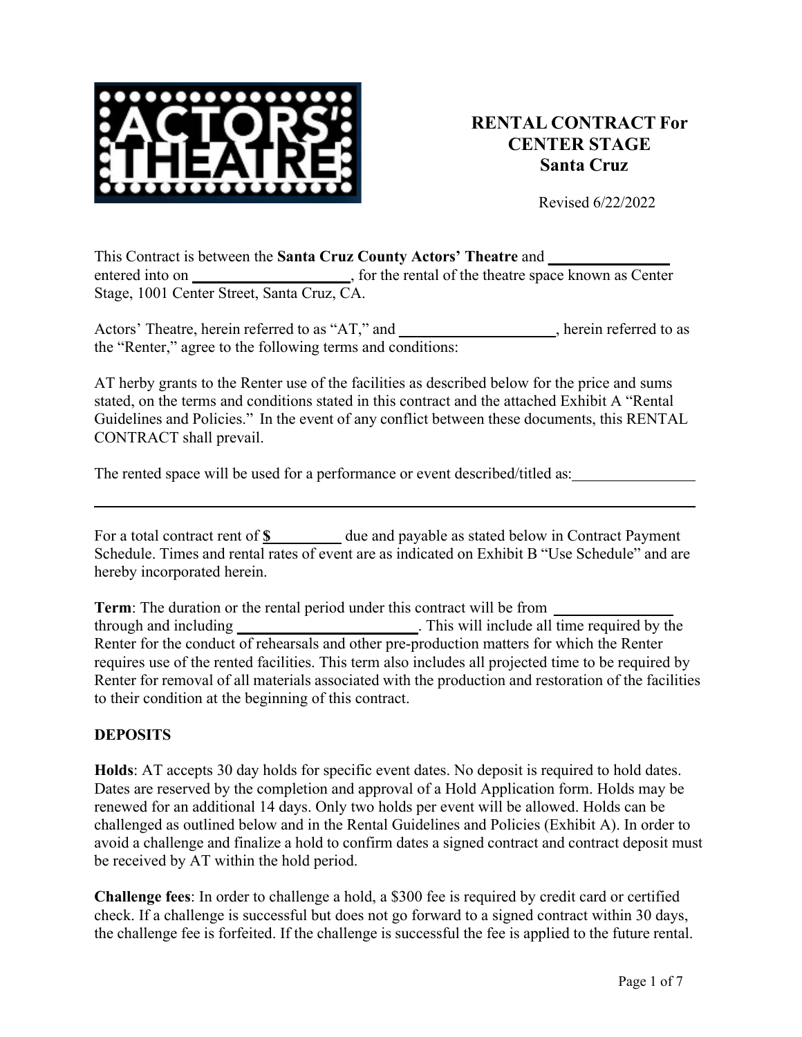**RENTAL CONTRACT For CENTER STAGE Santa Cruz**

Revised 6/22/2022

This Contract is between the **Santa Cruz County Actors' Theatre** and ______________ entered into on ____________________, for the rental of the theatre space known as Center Stage, 1001 Center Street, Santa Cruz, CA.

Actors' Theatre, herein referred to as "AT," and ____________________, herein referred to as the "Renter," agree to the following terms and conditions:

AT herby grants to the Renter use of the facilities as described below for the price and sums stated, on the terms and conditions stated in this contract and the attached Exhibit A "Rental Guidelines and Policies." In the event of any conflict between these documents, this RENTAL CONTRACT shall prevail.

The rented space will be used for a performance or event described/titled as: ______________

______________________________________________________________________

For a total contract rent of **$**_________ due and payable as stated below in Contract Payment Schedule. Times and rental rates of event are as indicated on Exhibit B "Use Schedule" and are hereby incorporated herein.

**Term**: The duration or the rental period under this contract will be from ______________ through and including ______________________. This will include all time required by the Renter for the conduct of rehearsals and other pre-production matters for which the Renter requires use of the rented facilities. This term also includes all projected time to be required by Renter for removal of all materials associated with the production and restoration of the facilities to their condition at the beginning of this contract.

## DEPOSITS

**Holds**: AT accepts 30 day holds for specific event dates. No deposit is required to hold dates. Dates are reserved by the completion and approval of a Hold Application form. Holds may be renewed for an additional 14 days. Only two holds per event will be allowed. Holds can be challenged as outlined below and in the Rental Guidelines and Policies (Exhibit A). In order to avoid a challenge and finalize a hold to confirm dates a signed contract and contract deposit must be received by AT within the hold period.

**Challenge fees**: In order to challenge a hold, a $300 fee is required by credit card or certified check. If a challenge is successful but does not go forward to a signed contract within 30 days, the challenge fee is forfeited. If the challenge is successful the fee is applied to the future rental.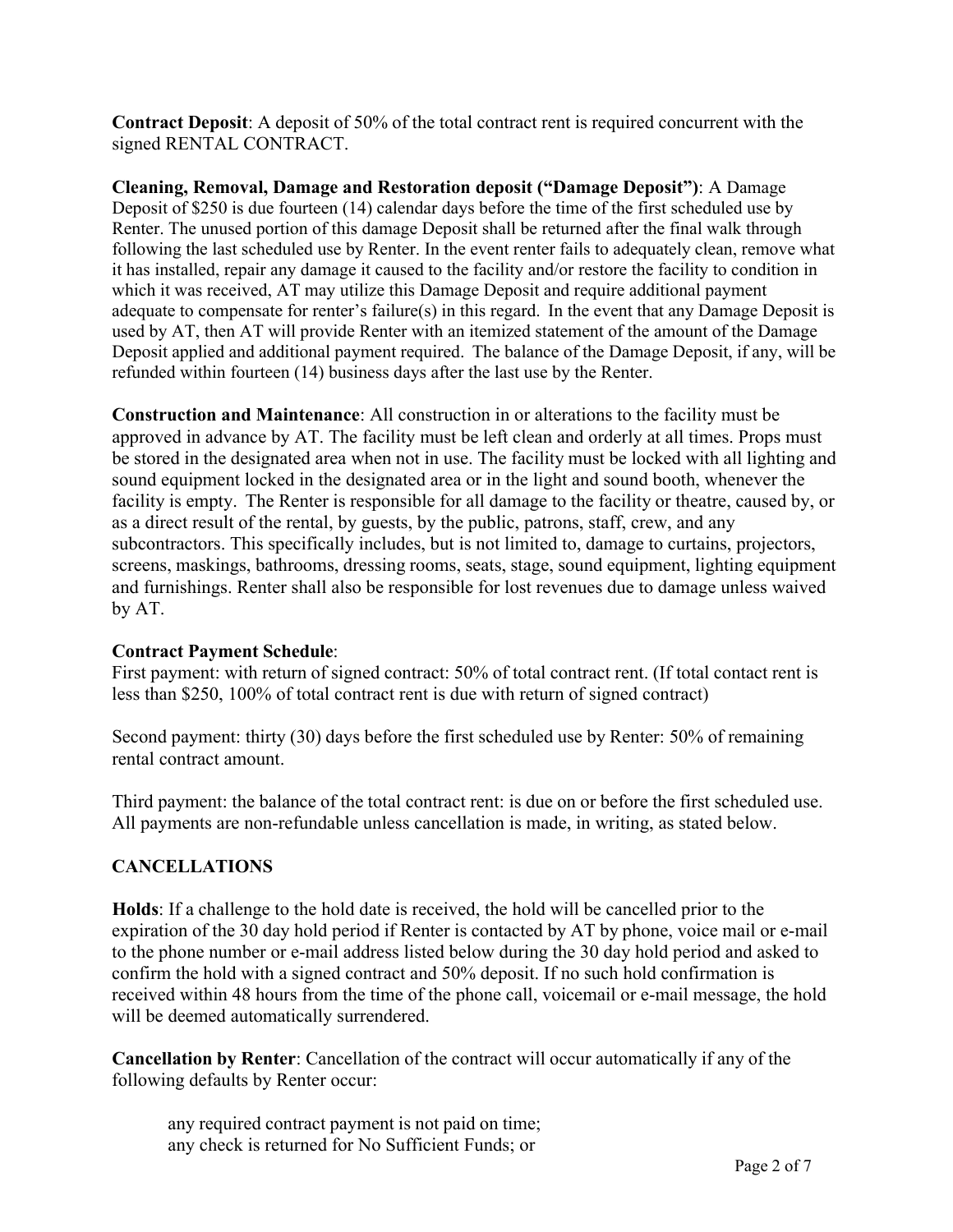**Contract Deposit**: A deposit of 50% of the total contract rent is required concurrent with the signed RENTAL CONTRACT.

**Cleaning, Removal, Damage and Restoration deposit ("Damage Deposit")**: A Damage Deposit of $250 is due fourteen (14) calendar days before the time of the first scheduled use by Renter. The unused portion of this damage Deposit shall be returned after the final walk through following the last scheduled use by Renter. In the event renter fails to adequately clean, remove what it has installed, repair any damage it caused to the facility and/or restore the facility to condition in which it was received, AT may utilize this Damage Deposit and require additional payment adequate to compensate for renter's failure(s) in this regard. In the event that any Damage Deposit is used by AT, then AT will provide Renter with an itemized statement of the amount of the Damage Deposit applied and additional payment required. The balance of the Damage Deposit, if any, will be refunded within fourteen (14) business days after the last use by the Renter.

**Construction and Maintenance**: All construction in or alterations to the facility must be approved in advance by AT. The facility must be left clean and orderly at all times. Props must be stored in the designated area when not in use. The facility must be locked with all lighting and sound equipment locked in the designated area or in the light and sound booth, whenever the facility is empty. The Renter is responsible for all damage to the facility or theatre, caused by, or as a direct result of the rental, by guests, by the public, patrons, staff, crew, and any subcontractors. This specifically includes, but is not limited to, damage to curtains, projectors, screens, maskings, bathrooms, dressing rooms, seats, stage, sound equipment, lighting equipment and furnishings. Renter shall also be responsible for lost revenues due to damage unless waived by AT.

**Contract Payment Schedule**:
First payment: with return of signed contract: 50% of total contract rent. (If total contact rent is less than $250, 100% of total contract rent is due with return of signed contract)

Second payment: thirty (30) days before the first scheduled use by Renter: 50% of remaining rental contract amount.

Third payment: the balance of the total contract rent: is due on or before the first scheduled use. All payments are non-refundable unless cancellation is made, in writing, as stated below.

**CANCELLATIONS**

**Holds**: If a challenge to the hold date is received, the hold will be cancelled prior to the expiration of the 30 day hold period if Renter is contacted by AT by phone, voice mail or e-mail to the phone number or e-mail address listed below during the 30 day hold period and asked to confirm the hold with a signed contract and 50% deposit. If no such hold confirmation is received within 48 hours from the time of the phone call, voicemail or e-mail message, the hold will be deemed automatically surrendered.

**Cancellation by Renter**: Cancellation of the contract will occur automatically if any of the following defaults by Renter occur:

any required contract payment is not paid on time;
any check is returned for No Sufficient Funds; or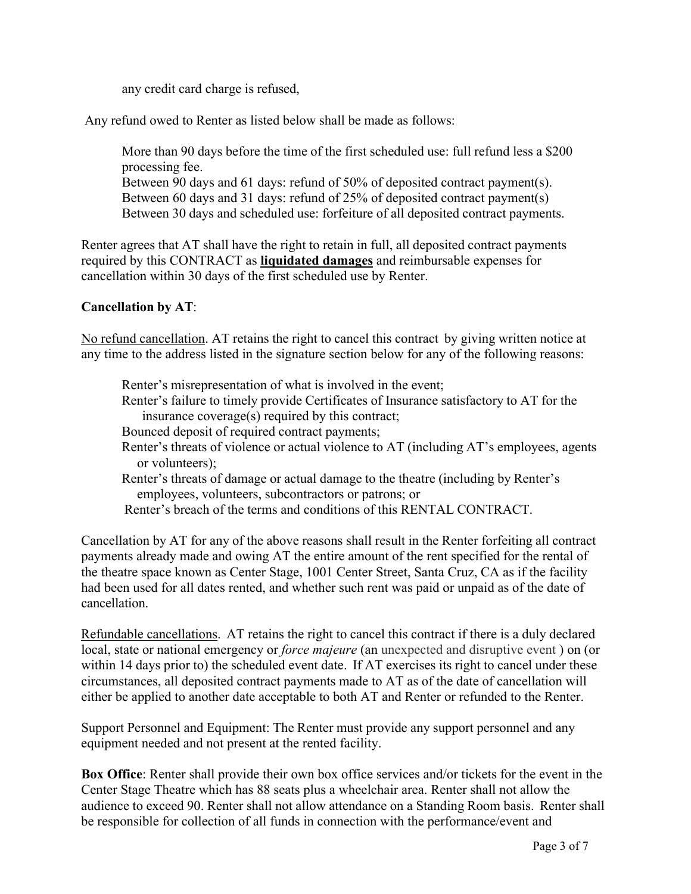any credit card charge is refused,

Any refund owed to Renter as listed below shall be made as follows:

More than 90 days before the time of the first scheduled use: full refund less a $200 processing fee.
Between 90 days and 61 days: refund of 50% of deposited contract payment(s).
Between 60 days and 31 days: refund of 25% of deposited contract payment(s)
Between 30 days and scheduled use: forfeiture of all deposited contract payments.

Renter agrees that AT shall have the right to retain in full, all deposited contract payments required by this CONTRACT as **liquidated damages** and reimbursable expenses for cancellation within 30 days of the first scheduled use by Renter.

**Cancellation by AT**:

No refund cancellation. AT retains the right to cancel this contract by giving written notice at any time to the address listed in the signature section below for any of the following reasons:

Renter's misrepresentation of what is involved in the event;
Renter's failure to timely provide Certificates of Insurance satisfactory to AT for the insurance coverage(s) required by this contract;
Bounced deposit of required contract payments;
Renter's threats of violence or actual violence to AT (including AT's employees, agents or volunteers);
Renter's threats of damage or actual damage to the theatre (including by Renter's employees, volunteers, subcontractors or patrons; or
Renter's breach of the terms and conditions of this RENTAL CONTRACT.

Cancellation by AT for any of the above reasons shall result in the Renter forfeiting all contract payments already made and owing AT the entire amount of the rent specified for the rental of the theatre space known as Center Stage, 1001 Center Street, Santa Cruz, CA as if the facility had been used for all dates rented, and whether such rent was paid or unpaid as of the date of cancellation.

Refundable cancellations. AT retains the right to cancel this contract if there is a duly declared local, state or national emergency or *force majeure* (an unexpected and disruptive event ) on (or within 14 days prior to) the scheduled event date. If AT exercises its right to cancel under these circumstances, all deposited contract payments made to AT as of the date of cancellation will either be applied to another date acceptable to both AT and Renter or refunded to the Renter.

Support Personnel and Equipment: The Renter must provide any support personnel and any equipment needed and not present at the rented facility.

**Box Office**: Renter shall provide their own box office services and/or tickets for the event in the Center Stage Theatre which has 88 seats plus a wheelchair area. Renter shall not allow the audience to exceed 90. Renter shall not allow attendance on a Standing Room basis. Renter shall be responsible for collection of all funds in connection with the performance/event and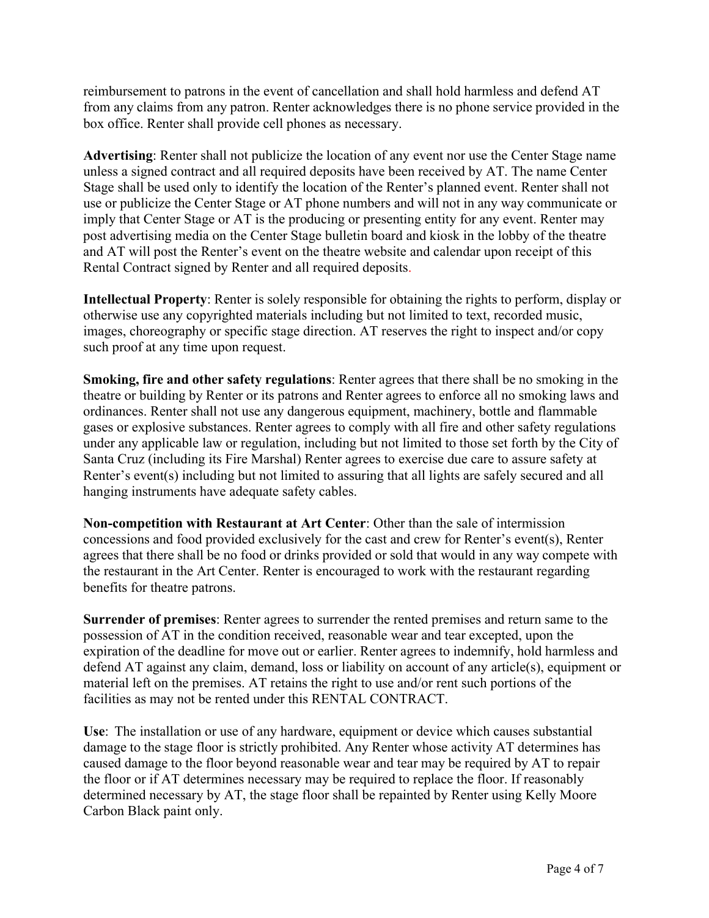reimbursement to patrons in the event of cancellation and shall hold harmless and defend AT from any claims from any patron. Renter acknowledges there is no phone service provided in the box office. Renter shall provide cell phones as necessary.

**Advertising**: Renter shall not publicize the location of any event nor use the Center Stage name unless a signed contract and all required deposits have been received by AT. The name Center Stage shall be used only to identify the location of the Renter's planned event. Renter shall not use or publicize the Center Stage or AT phone numbers and will not in any way communicate or imply that Center Stage or AT is the producing or presenting entity for any event. Renter may post advertising media on the Center Stage bulletin board and kiosk in the lobby of the theatre and AT will post the Renter's event on the theatre website and calendar upon receipt of this Rental Contract signed by Renter and all required deposits.

**Intellectual Property**: Renter is solely responsible for obtaining the rights to perform, display or otherwise use any copyrighted materials including but not limited to text, recorded music, images, choreography or specific stage direction. AT reserves the right to inspect and/or copy such proof at any time upon request.

**Smoking, fire and other safety regulations**: Renter agrees that there shall be no smoking in the theatre or building by Renter or its patrons and Renter agrees to enforce all no smoking laws and ordinances. Renter shall not use any dangerous equipment, machinery, bottle and flammable gases or explosive substances. Renter agrees to comply with all fire and other safety regulations under any applicable law or regulation, including but not limited to those set forth by the City of Santa Cruz (including its Fire Marshal) Renter agrees to exercise due care to assure safety at Renter's event(s) including but not limited to assuring that all lights are safely secured and all hanging instruments have adequate safety cables.

**Non-competition with Restaurant at Art Center**: Other than the sale of intermission concessions and food provided exclusively for the cast and crew for Renter's event(s), Renter agrees that there shall be no food or drinks provided or sold that would in any way compete with the restaurant in the Art Center. Renter is encouraged to work with the restaurant regarding benefits for theatre patrons.

**Surrender of premises**: Renter agrees to surrender the rented premises and return same to the possession of AT in the condition received, reasonable wear and tear excepted, upon the expiration of the deadline for move out or earlier. Renter agrees to indemnify, hold harmless and defend AT against any claim, demand, loss or liability on account of any article(s), equipment or material left on the premises. AT retains the right to use and/or rent such portions of the facilities as may not be rented under this RENTAL CONTRACT.

**Use**: The installation or use of any hardware, equipment or device which causes substantial damage to the stage floor is strictly prohibited. Any Renter whose activity AT determines has caused damage to the floor beyond reasonable wear and tear may be required by AT to repair the floor or if AT determines necessary may be required to replace the floor. If reasonably determined necessary by AT, the stage floor shall be repainted by Renter using Kelly Moore Carbon Black paint only.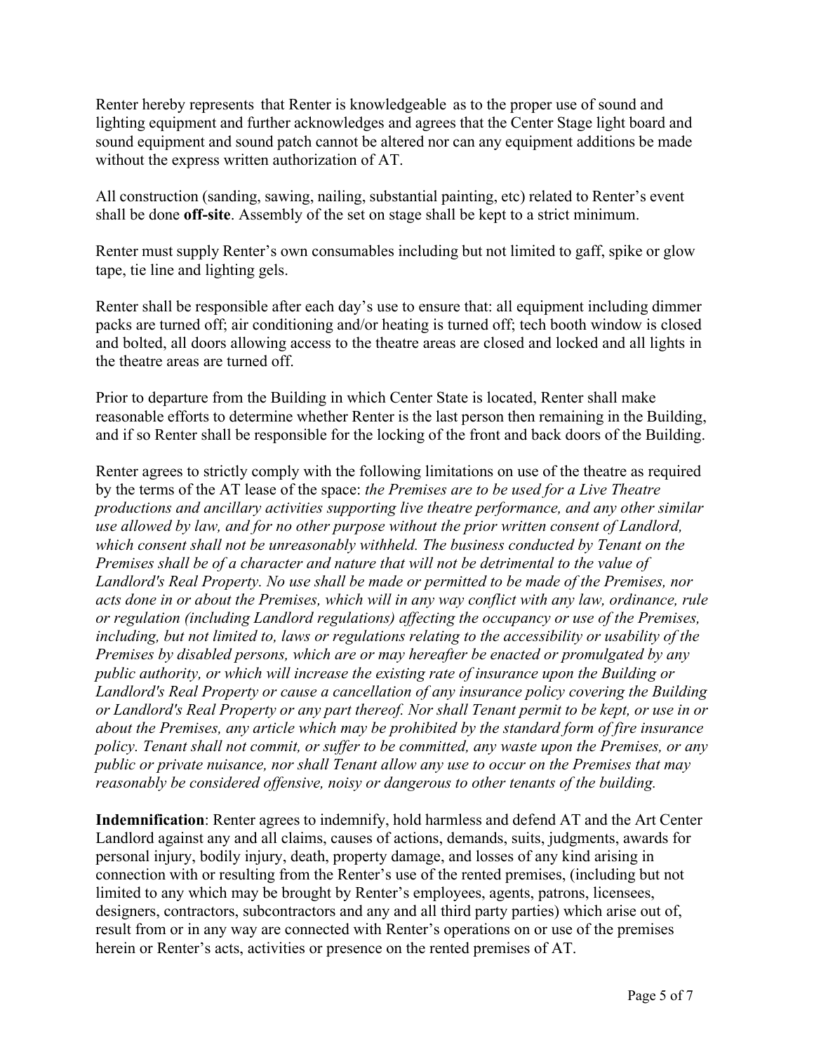Renter hereby represents that Renter is knowledgeable as to the proper use of sound and lighting equipment and further acknowledges and agrees that the Center Stage light board and sound equipment and sound patch cannot be altered nor can any equipment additions be made without the express written authorization of AT.

All construction (sanding, sawing, nailing, substantial painting, etc) related to Renter's event shall be done **off-site**. Assembly of the set on stage shall be kept to a strict minimum.

Renter must supply Renter's own consumables including but not limited to gaff, spike or glow tape, tie line and lighting gels.

Renter shall be responsible after each day's use to ensure that: all equipment including dimmer packs are turned off; air conditioning and/or heating is turned off; tech booth window is closed and bolted, all doors allowing access to the theatre areas are closed and locked and all lights in the theatre areas are turned off.

Prior to departure from the Building in which Center State is located, Renter shall make reasonable efforts to determine whether Renter is the last person then remaining in the Building, and if so Renter shall be responsible for the locking of the front and back doors of the Building.

Renter agrees to strictly comply with the following limitations on use of the theatre as required by the terms of the AT lease of the space: *the Premises are to be used for a Live Theatre productions and ancillary activities supporting live theatre performance, and any other similar use allowed by law, and for no other purpose without the prior written consent of Landlord, which consent shall not be unreasonably withheld. The business conducted by Tenant on the Premises shall be of a character and nature that will not be detrimental to the value of Landlord's Real Property. No use shall be made or permitted to be made of the Premises, nor acts done in or about the Premises, which will in any way conflict with any law, ordinance, rule or regulation (including Landlord regulations) affecting the occupancy or use of the Premises, including, but not limited to, laws or regulations relating to the accessibility or usability of the Premises by disabled persons, which are or may hereafter be enacted or promulgated by any public authority, or which will increase the existing rate of insurance upon the Building or Landlord's Real Property or cause a cancellation of any insurance policy covering the Building or Landlord's Real Property or any part thereof. Nor shall Tenant permit to be kept, or use in or about the Premises, any article which may be prohibited by the standard form of fire insurance policy. Tenant shall not commit, or suffer to be committed, any waste upon the Premises, or any public or private nuisance, nor shall Tenant allow any use to occur on the Premises that may reasonably be considered offensive, noisy or dangerous to other tenants of the building.*

**Indemnification**: Renter agrees to indemnify, hold harmless and defend AT and the Art Center Landlord against any and all claims, causes of actions, demands, suits, judgments, awards for personal injury, bodily injury, death, property damage, and losses of any kind arising in connection with or resulting from the Renter's use of the rented premises, (including but not limited to any which may be brought by Renter's employees, agents, patrons, licensees, designers, contractors, subcontractors and any and all third party parties) which arise out of, result from or in any way are connected with Renter's operations on or use of the premises herein or Renter's acts, activities or presence on the rented premises of AT.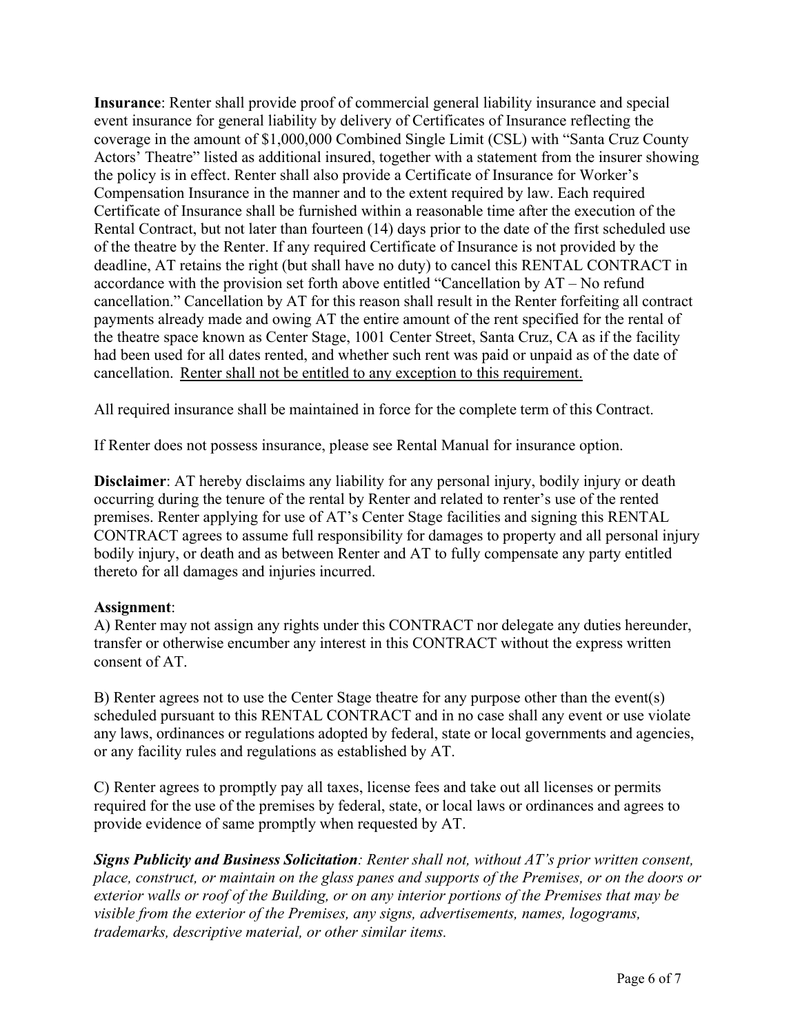**Insurance**: Renter shall provide proof of commercial general liability insurance and special event insurance for general liability by delivery of Certificates of Insurance reflecting the coverage in the amount of $1,000,000 Combined Single Limit (CSL) with "Santa Cruz County Actors' Theatre" listed as additional insured, together with a statement from the insurer showing the policy is in effect. Renter shall also provide a Certificate of Insurance for Worker's Compensation Insurance in the manner and to the extent required by law. Each required Certificate of Insurance shall be furnished within a reasonable time after the execution of the Rental Contract, but not later than fourteen (14) days prior to the date of the first scheduled use of the theatre by the Renter. If any required Certificate of Insurance is not provided by the deadline, AT retains the right (but shall have no duty) to cancel this RENTAL CONTRACT in accordance with the provision set forth above entitled "Cancellation by AT – No refund cancellation." Cancellation by AT for this reason shall result in the Renter forfeiting all contract payments already made and owing AT the entire amount of the rent specified for the rental of the theatre space known as Center Stage, 1001 Center Street, Santa Cruz, CA as if the facility had been used for all dates rented, and whether such rent was paid or unpaid as of the date of cancellation. <u>Renter shall not be entitled to any exception to this requirement.</u>

All required insurance shall be maintained in force for the complete term of this Contract.

If Renter does not possess insurance, please see Rental Manual for insurance option.

**Disclaimer**: AT hereby disclaims any liability for any personal injury, bodily injury or death occurring during the tenure of the rental by Renter and related to renter's use of the rented premises. Renter applying for use of AT's Center Stage facilities and signing this RENTAL CONTRACT agrees to assume full responsibility for damages to property and all personal injury bodily injury, or death and as between Renter and AT to fully compensate any party entitled thereto for all damages and injuries incurred.

**Assignment**:

A) Renter may not assign any rights under this CONTRACT nor delegate any duties hereunder, transfer or otherwise encumber any interest in this CONTRACT without the express written consent of AT.

B) Renter agrees not to use the Center Stage theatre for any purpose other than the event(s) scheduled pursuant to this RENTAL CONTRACT and in no case shall any event or use violate any laws, ordinances or regulations adopted by federal, state or local governments and agencies, or any facility rules and regulations as established by AT.

C) Renter agrees to promptly pay all taxes, license fees and take out all licenses or permits required for the use of the premises by federal, state, or local laws or ordinances and agrees to provide evidence of same promptly when requested by AT.

***Signs Publicity and Business Solicitation****: Renter shall not, without AT's prior written consent, place, construct, or maintain on the glass panes and supports of the Premises, or on the doors or exterior walls or roof of the Building, or on any interior portions of the Premises that may be visible from the exterior of the Premises, any signs, advertisements, names, logograms, trademarks, descriptive material, or other similar items.*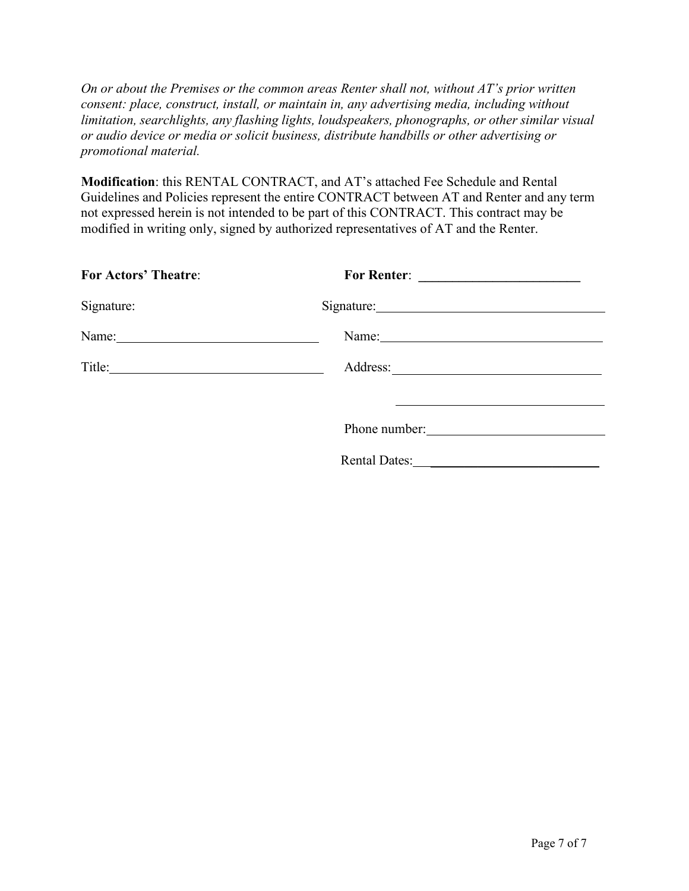*On or about the Premises or the common areas Renter shall not, without AT's prior written consent: place, construct, install, or maintain in, any advertising media, including without limitation, searchlights, any flashing lights, loudspeakers, phonographs, or other similar visual or audio device or media or solicit business, distribute handbills or other advertising or promotional material.*

**Modification**: this RENTAL CONTRACT, and AT's attached Fee Schedule and Rental Guidelines and Policies represent the entire CONTRACT between AT and Renter and any term not expressed herein is not intended to be part of this CONTRACT. This contract may be modified in writing only, signed by authorized representatives of AT and the Renter.

**For Actors' Theatre**:

Signature:

Name: ______________________________

Title: ______________________________

**For Renter**: ________________________

Signature: ______________________________

Name: ______________________________

Address: ______________________________

______________________________

Phone number: ______________________________

Rental Dates: ______________________________